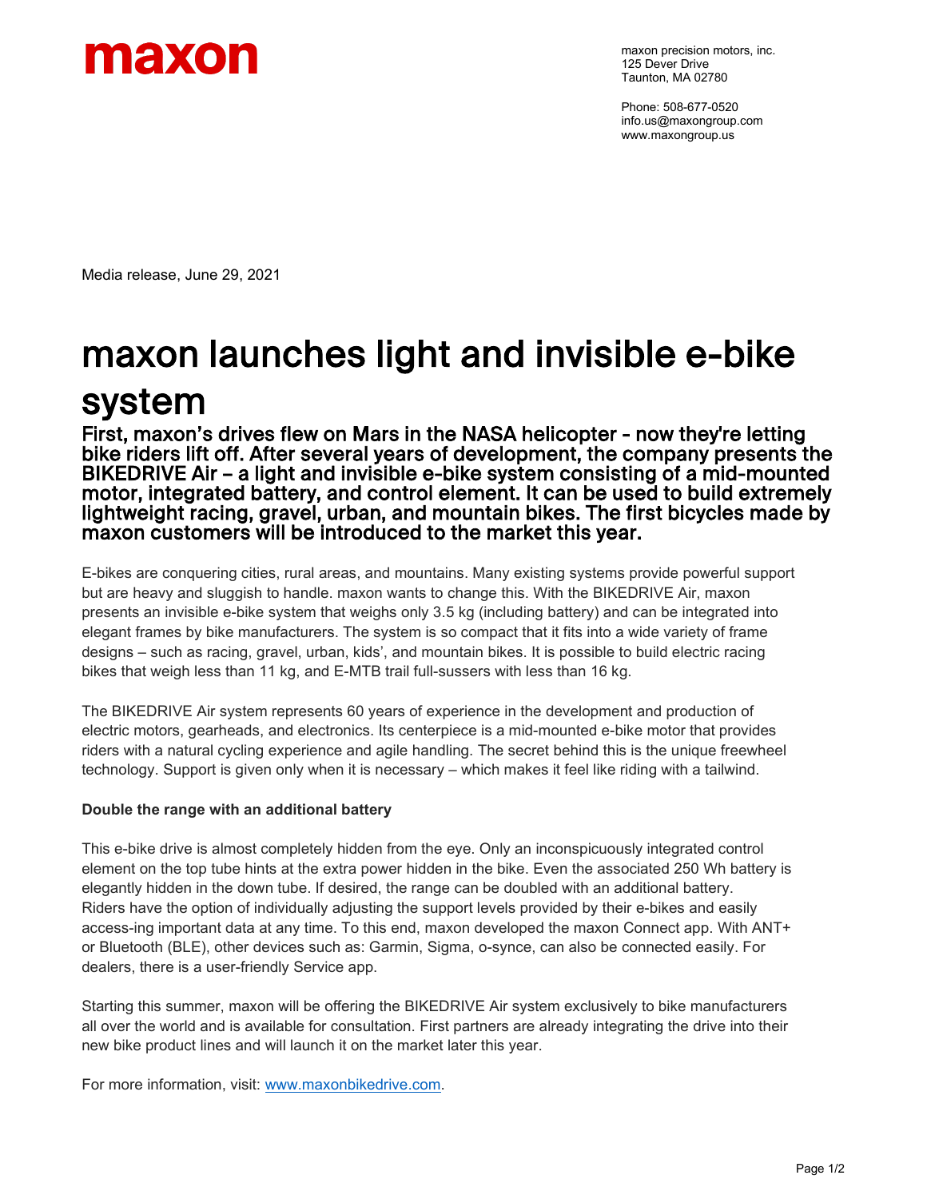maxon precision motors, inc.
125 Dever Drive
Taunton, MA 02780

Phone: 508-677-0520
info.us@maxongroup.com
www.maxongroup.us

Media release, June 29, 2021

# maxon launches light and invisible e-bike system

## First, maxon's drives flew on Mars in the NASA helicopter - now they're letting bike riders lift off. After several years of development, the company presents the BIKEDRIVE Air – a light and invisible e-bike system consisting of a mid-mounted motor, integrated battery, and control element. It can be used to build extremely lightweight racing, gravel, urban, and mountain bikes. The first bicycles made by maxon customers will be introduced to the market this year.

E-bikes are conquering cities, rural areas, and mountains. Many existing systems provide powerful support but are heavy and sluggish to handle. maxon wants to change this. With the BIKEDRIVE Air, maxon presents an invisible e-bike system that weighs only 3.5 kg (including battery) and can be integrated into elegant frames by bike manufacturers. The system is so compact that it fits into a wide variety of frame designs – such as racing, gravel, urban, kids', and mountain bikes. It is possible to build electric racing bikes that weigh less than 11 kg, and E-MTB trail full-sussers with less than 16 kg.

The BIKEDRIVE Air system represents 60 years of experience in the development and production of electric motors, gearheads, and electronics. Its centerpiece is a mid-mounted e-bike motor that provides riders with a natural cycling experience and agile handling. The secret behind this is the unique freewheel technology. Support is given only when it is necessary – which makes it feel like riding with a tailwind.

**Double the range with an additional battery**

This e-bike drive is almost completely hidden from the eye. Only an inconspicuously integrated control element on the top tube hints at the extra power hidden in the bike. Even the associated 250 Wh battery is elegantly hidden in the down tube. If desired, the range can be doubled with an additional battery. Riders have the option of individually adjusting the support levels provided by their e-bikes and easily access-ing important data at any time. To this end, maxon developed the maxon Connect app. With ANT+ or Bluetooth (BLE), other devices such as: Garmin, Sigma, o-synce, can also be connected easily. For dealers, there is a user-friendly Service app.

Starting this summer, maxon will be offering the BIKEDRIVE Air system exclusively to bike manufacturers all over the world and is available for consultation. First partners are already integrating the drive into their new bike product lines and will launch it on the market later this year.

For more information, visit: [www.maxonbikedrive.com](http://www.maxonbikedrive.com).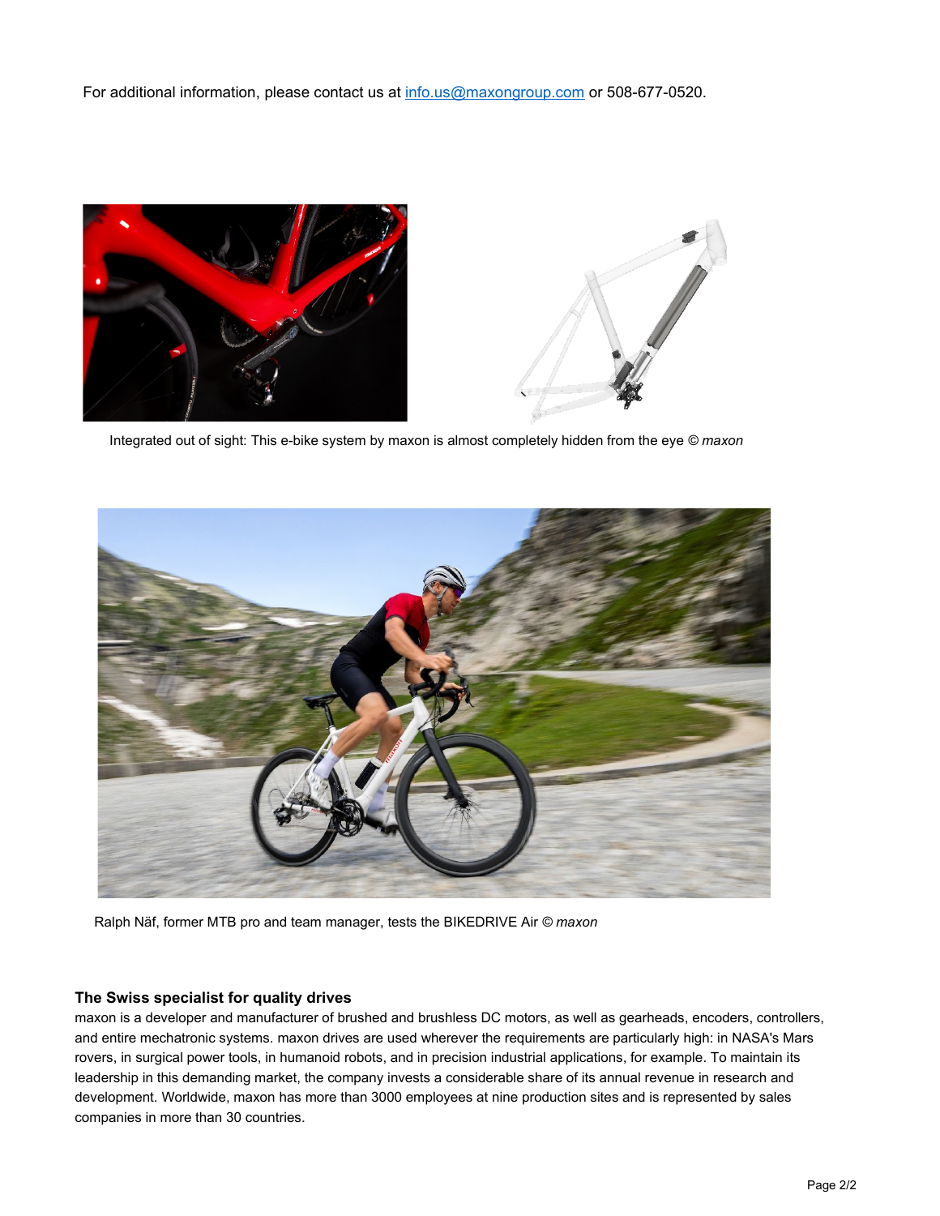For additional information, please contact us at [info.us@maxongroup.com](mailto:info.us@maxongroup.com) or 508-677-0520.

Integrated out of sight: This e-bike system by maxon is almost completely hidden from the eye © *maxon*

Ralph Näf, former MTB pro and team manager, tests the BIKEDRIVE Air © *maxon*

### The Swiss specialist for quality drives

maxon is a developer and manufacturer of brushed and brushless DC motors, as well as gearheads, encoders, controllers, and entire mechatronic systems. maxon drives are used wherever the requirements are particularly high: in NASA's Mars rovers, in surgical power tools, in humanoid robots, and in precision industrial applications, for example. To maintain its leadership in this demanding market, the company invests a considerable share of its annual revenue in research and development. Worldwide, maxon has more than 3000 employees at nine production sites and is represented by sales companies in more than 30 countries.